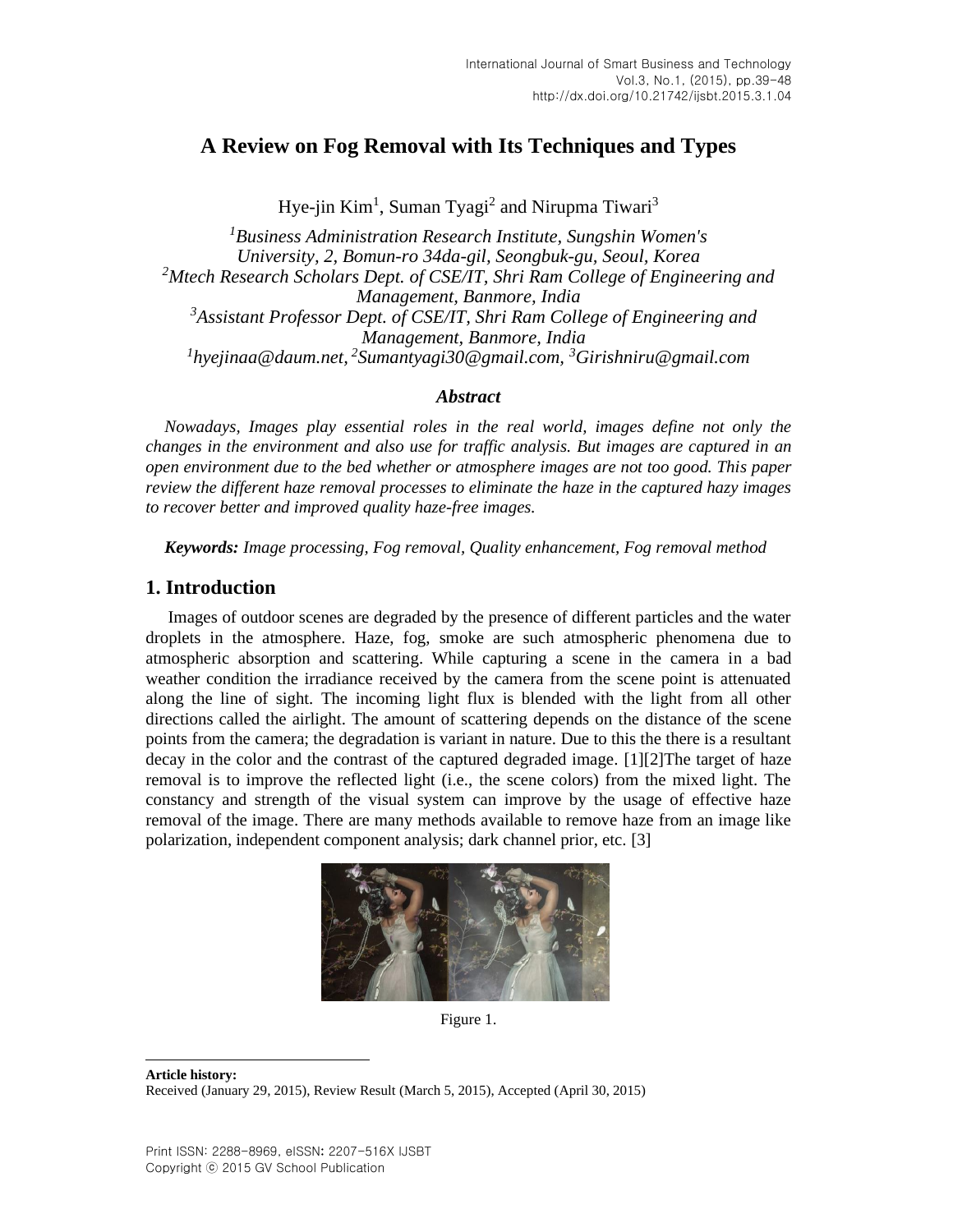# A Review on Fog Removal with Its Techniques and Types

Hye-jin Kim[1], Suman Tyagi[2] and Nirupma Tiwari[3]

*[1]Business Administration Research Institute, Sungshin Women's University, 2, Bomun-ro 34da-gil, Seongbuk-gu, Seoul, Korea*
*[2]Mtech Research Scholars Dept. of CSE/IT, Shri Ram College of Engineering and Management, Banmore, India*
*[3]Assistant Professor Dept. of CSE/IT, Shri Ram College of Engineering and Management, Banmore, India*
*[1]hyejinaa@daum.net, [2]Sumantyagi30@gmail.com, [3]Girishniru@gmail.com*

### *Abstract*

*Nowadays, Images play essential roles in the real world, images define not only the changes in the environment and also use for traffic analysis. But images are captured in an open environment due to the bed whether or atmosphere images are not too good. This paper review the different haze removal processes to eliminate the haze in the captured hazy images to recover better and improved quality haze-free images.*

***Keywords:*** *Image processing, Fog removal, Quality enhancement, Fog removal method*

## 1. Introduction

Images of outdoor scenes are degraded by the presence of different particles and the water droplets in the atmosphere. Haze, fog, smoke are such atmospheric phenomena due to atmospheric absorption and scattering. While capturing a scene in the camera in a bad weather condition the irradiance received by the camera from the scene point is attenuated along the line of sight. The incoming light flux is blended with the light from all other directions called the airlight. The amount of scattering depends on the distance of the scene points from the camera; the degradation is variant in nature. Due to this the there is a resultant decay in the color and the contrast of the captured degraded image. [1][2]The target of haze removal is to improve the reflected light (i.e., the scene colors) from the mixed light. The constancy and strength of the visual system can improve by the usage of effective haze removal of the image. There are many methods available to remove haze from an image like polarization, independent component analysis; dark channel prior, etc. [3]

Figure 1.

**Article history:**
Received (January 29, 2015), Review Result (March 5, 2015), Accepted (April 30, 2015)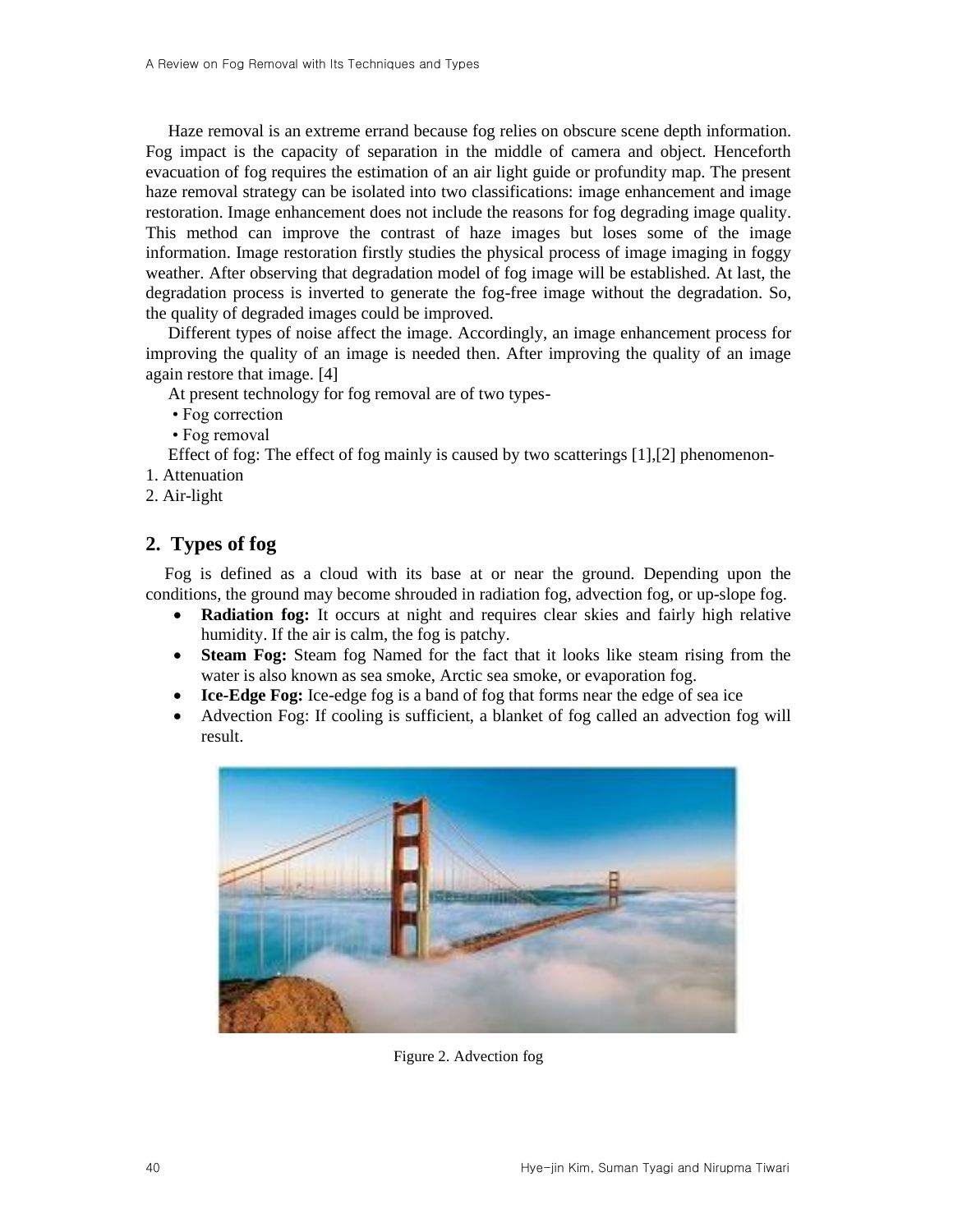Haze removal is an extreme errand because fog relies on obscure scene depth information. Fog impact is the capacity of separation in the middle of camera and object. Henceforth evacuation of fog requires the estimation of an air light guide or profundity map. The present haze removal strategy can be isolated into two classifications: image enhancement and image restoration. Image enhancement does not include the reasons for fog degrading image quality. This method can improve the contrast of haze images but loses some of the image information. Image restoration firstly studies the physical process of image imaging in foggy weather. After observing that degradation model of fog image will be established. At last, the degradation process is inverted to generate the fog-free image without the degradation. So, the quality of degraded images could be improved.

Different types of noise affect the image. Accordingly, an image enhancement process for improving the quality of an image is needed then. After improving the quality of an image again restore that image. [4]

At present technology for fog removal are of two types-

- Fog correction
- Fog removal

Effect of fog: The effect of fog mainly is caused by two scatterings [1],[2] phenomenon-

1. Attenuation
2. Air-light

## 2. Types of fog

Fog is defined as a cloud with its base at or near the ground. Depending upon the conditions, the ground may become shrouded in radiation fog, advection fog, or up-slope fog.

- **Radiation fog:** It occurs at night and requires clear skies and fairly high relative humidity. If the air is calm, the fog is patchy.
- **Steam Fog:** Steam fog Named for the fact that it looks like steam rising from the water is also known as sea smoke, Arctic sea smoke, or evaporation fog.
- **Ice-Edge Fog:** Ice-edge fog is a band of fog that forms near the edge of sea ice
- Advection Fog: If cooling is sufficient, a blanket of fog called an advection fog will result.

Figure 2. Advection fog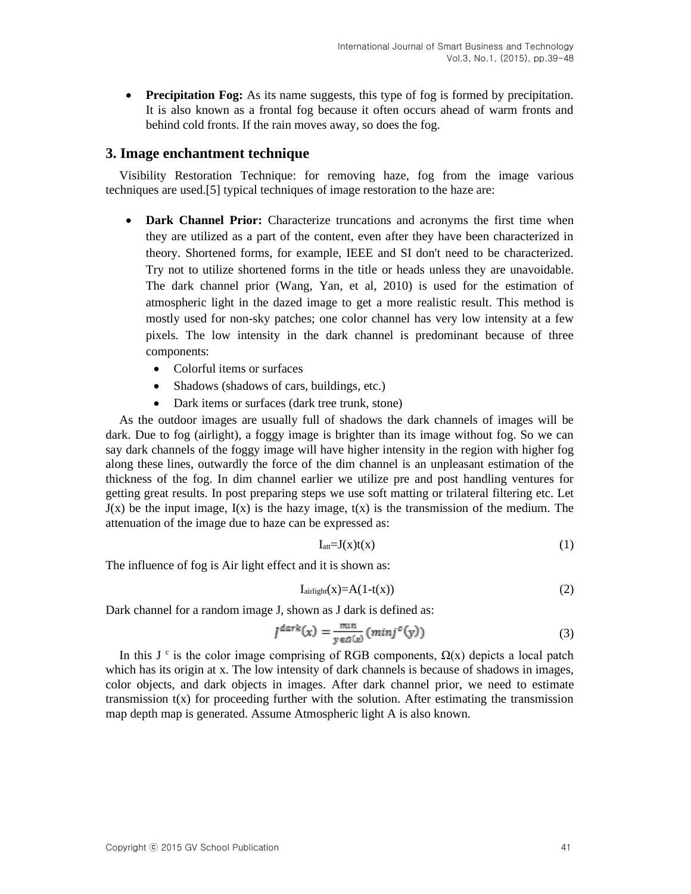- **Precipitation Fog:** As its name suggests, this type of fog is formed by precipitation. It is also known as a frontal fog because it often occurs ahead of warm fronts and behind cold fronts. If the rain moves away, so does the fog.

## 3. Image enchantment technique

Visibility Restoration Technique: for removing haze, fog from the image various techniques are used.[5] typical techniques of image restoration to the haze are:

- **Dark Channel Prior:** Characterize truncations and acronyms the first time when they are utilized as a part of the content, even after they have been characterized in theory. Shortened forms, for example, IEEE and SI don't need to be characterized. Try not to utilize shortened forms in the title or heads unless they are unavoidable. The dark channel prior (Wang, Yan, et al, 2010) is used for the estimation of atmospheric light in the dazed image to get a more realistic result. This method is mostly used for non-sky patches; one color channel has very low intensity at a few pixels. The low intensity in the dark channel is predominant because of three components:
  - Colorful items or surfaces
  - Shadows (shadows of cars, buildings, etc.)
  - Dark items or surfaces (dark tree trunk, stone)

As the outdoor images are usually full of shadows the dark channels of images will be dark. Due to fog (airlight), a foggy image is brighter than its image without fog. So we can say dark channels of the foggy image will have higher intensity in the region with higher fog along these lines, outwardly the force of the dim channel is an unpleasant estimation of the thickness of the fog. In dim channel earlier we utilize pre and post handling ventures for getting great results. In post preparing steps we use soft matting or trilateral filtering etc. Let J(x) be the input image, I(x) is the hazy image, t(x) is the transmission of the medium. The attenuation of the image due to haze can be expressed as:

$$I_{att}=J(x)t(x) \tag{1}$$

The influence of fog is Air light effect and it is shown as:

$$I_{airlight}(x)=A(1-t(x)) \tag{2}$$

Dark channel for a random image J, shown as J dark is defined as:

$$J^{dark}(x) = \min_{y \in \Omega(x)} (min j^{c}(y)) \tag{3}$$

In this $J^{c}$ is the color image comprising of RGB components, $\Omega(x)$ depicts a local patch which has its origin at x. The low intensity of dark channels is because of shadows in images, color objects, and dark objects in images. After dark channel prior, we need to estimate transmission t(x) for proceeding further with the solution. After estimating the transmission map depth map is generated. Assume Atmospheric light A is also known.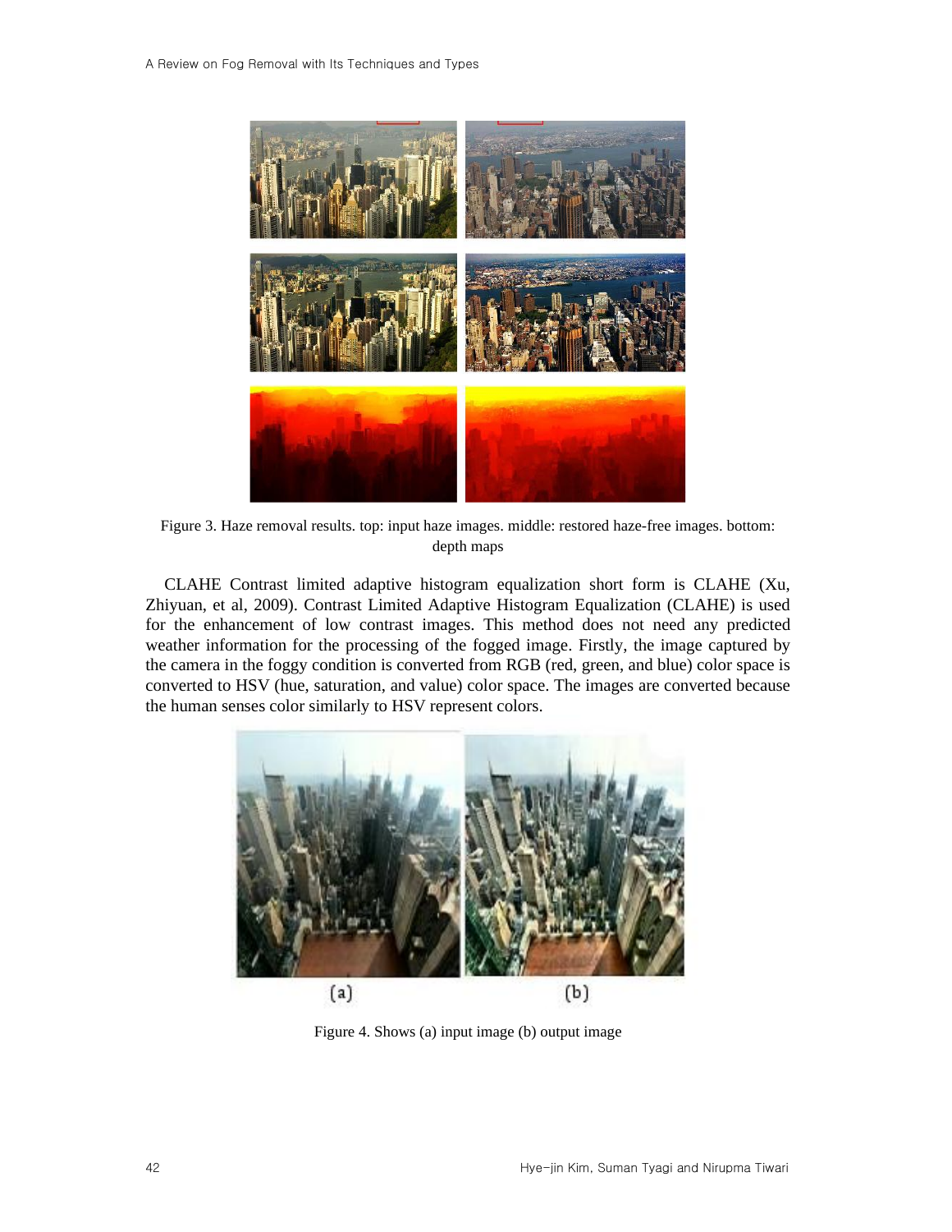Figure 3. Haze removal results. top: input haze images. middle: restored haze-free images. bottom: depth maps

CLAHE Contrast limited adaptive histogram equalization short form is CLAHE (Xu, Zhiyuan, et al, 2009). Contrast Limited Adaptive Histogram Equalization (CLAHE) is used for the enhancement of low contrast images. This method does not need any predicted weather information for the processing of the fogged image. Firstly, the image captured by the camera in the foggy condition is converted from RGB (red, green, and blue) color space is converted to HSV (hue, saturation, and value) color space. The images are converted because the human senses color similarly to HSV represent colors.

Figure 4. Shows (a) input image (b) output image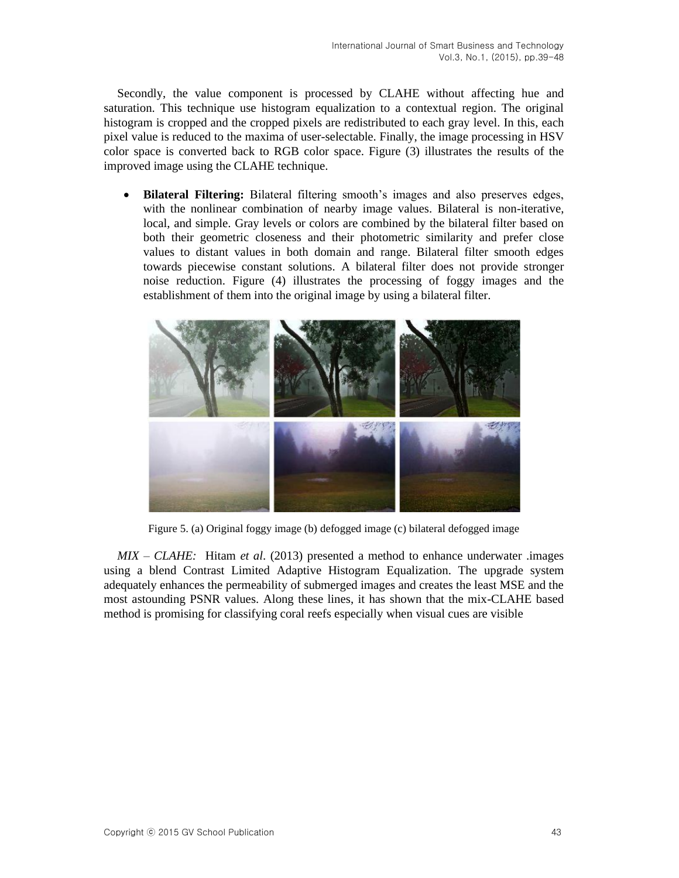Secondly, the value component is processed by CLAHE without affecting hue and saturation. This technique use histogram equalization to a contextual region. The original histogram is cropped and the cropped pixels are redistributed to each gray level. In this, each pixel value is reduced to the maxima of user-selectable. Finally, the image processing in HSV color space is converted back to RGB color space. Figure (3) illustrates the results of the improved image using the CLAHE technique.

- **Bilateral Filtering:** Bilateral filtering smooth's images and also preserves edges, with the nonlinear combination of nearby image values. Bilateral is non-iterative, local, and simple. Gray levels or colors are combined by the bilateral filter based on both their geometric closeness and their photometric similarity and prefer close values to distant values in both domain and range. Bilateral filter smooth edges towards piecewise constant solutions. A bilateral filter does not provide stronger noise reduction. Figure (4) illustrates the processing of foggy images and the establishment of them into the original image by using a bilateral filter.

Figure 5. (a) Original foggy image (b) defogged image (c) bilateral defogged image

*MIX – CLAHE:* Hitam *et al*. (2013) presented a method to enhance underwater .images using a blend Contrast Limited Adaptive Histogram Equalization. The upgrade system adequately enhances the permeability of submerged images and creates the least MSE and the most astounding PSNR values. Along these lines, it has shown that the mix-CLAHE based method is promising for classifying coral reefs especially when visual cues are visible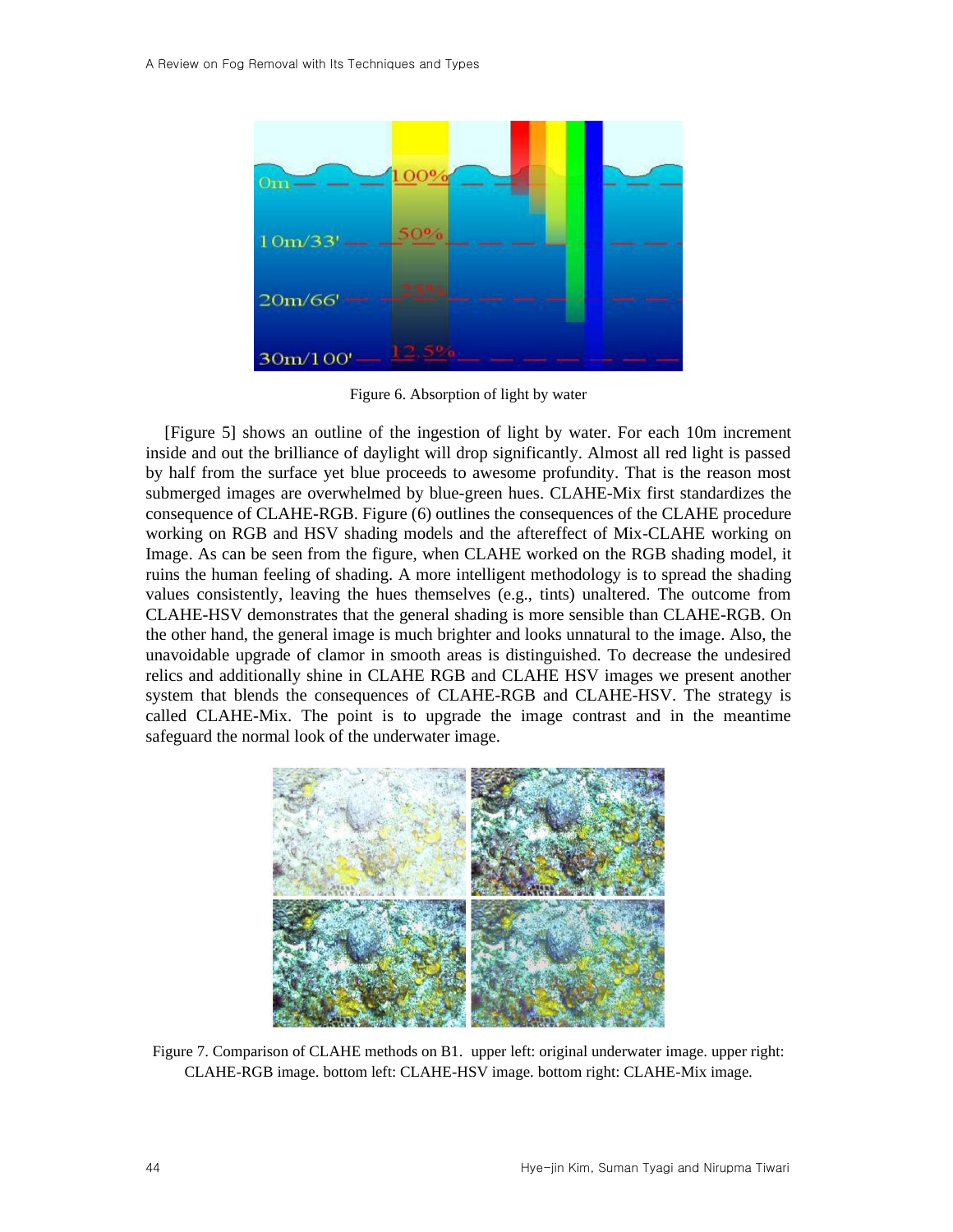Figure 6. Absorption of light by water

[Figure 5] shows an outline of the ingestion of light by water. For each 10m increment inside and out the brilliance of daylight will drop significantly. Almost all red light is passed by half from the surface yet blue proceeds to awesome profundity. That is the reason most submerged images are overwhelmed by blue-green hues. CLAHE-Mix first standardizes the consequence of CLAHE-RGB. Figure (6) outlines the consequences of the CLAHE procedure working on RGB and HSV shading models and the aftereffect of Mix-CLAHE working on Image. As can be seen from the figure, when CLAHE worked on the RGB shading model, it ruins the human feeling of shading. A more intelligent methodology is to spread the shading values consistently, leaving the hues themselves (e.g., tints) unaltered. The outcome from CLAHE-HSV demonstrates that the general shading is more sensible than CLAHE-RGB. On the other hand, the general image is much brighter and looks unnatural to the image. Also, the unavoidable upgrade of clamor in smooth areas is distinguished. To decrease the undesired relics and additionally shine in CLAHE RGB and CLAHE HSV images we present another system that blends the consequences of CLAHE-RGB and CLAHE-HSV. The strategy is called CLAHE-Mix. The point is to upgrade the image contrast and in the meantime safeguard the normal look of the underwater image.

Figure 7. Comparison of CLAHE methods on B1. upper left: original underwater image. upper right: CLAHE-RGB image. bottom left: CLAHE-HSV image. bottom right: CLAHE-Mix image.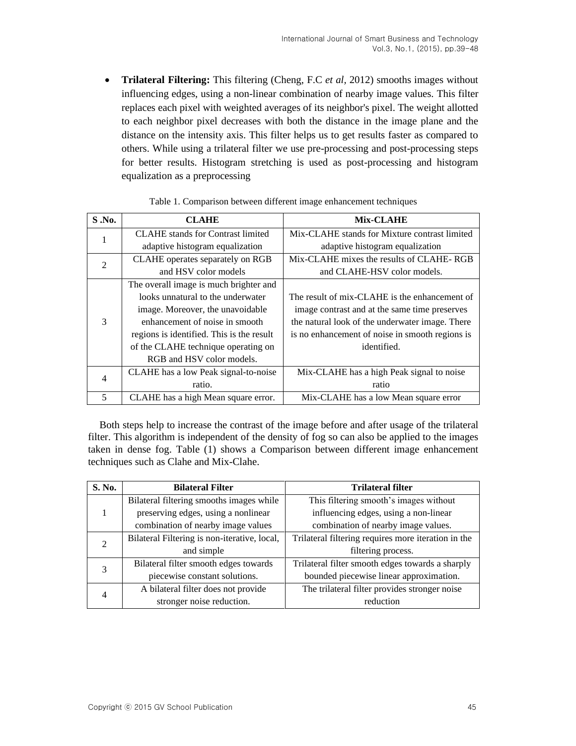- **Trilateral Filtering:** This filtering (Cheng, F.C *et al*, 2012) smooths images without influencing edges, using a non-linear combination of nearby image values. This filter replaces each pixel with weighted averages of its neighbor's pixel. The weight allotted to each neighbor pixel decreases with both the distance in the image plane and the distance on the intensity axis. This filter helps us to get results faster as compared to others. While using a trilateral filter we use pre-processing and post-processing steps for better results. Histogram stretching is used as post-processing and histogram equalization as a preprocessing

Table 1. Comparison between different image enhancement techniques

| S .No. | CLAHE | Mix-CLAHE |
|---|---|---|
| 1 | CLAHE stands for Contrast limited adaptive histogram equalization | Mix-CLAHE stands for Mixture contrast limited adaptive histogram equalization |
| 2 | CLAHE operates separately on RGB and HSV color models | Mix-CLAHE mixes the results of CLAHE- RGB and CLAHE-HSV color models. |
| 3 | The overall image is much brighter and looks unnatural to the underwater image. Moreover, the unavoidable enhancement of noise in smooth regions is identified. This is the result of the CLAHE technique operating on RGB and HSV color models. | The result of mix-CLAHE is the enhancement of image contrast and at the same time preserves the natural look of the underwater image. There is no enhancement of noise in smooth regions is identified. |
| 4 | CLAHE has a low Peak signal-to-noise ratio. | Mix-CLAHE has a high Peak signal to noise ratio |
| 5 | CLAHE has a high Mean square error. | Mix-CLAHE has a low Mean square error |

Both steps help to increase the contrast of the image before and after usage of the trilateral filter. This algorithm is independent of the density of fog so can also be applied to the images taken in dense fog. Table (1) shows a Comparison between different image enhancement techniques such as Clahe and Mix-Clahe.

| S. No. | Bilateral Filter | Trilateral filter |
|---|---|---|
| 1 | Bilateral filtering smooths images while preserving edges, using a nonlinear combination of nearby image values | This filtering smooth's images without influencing edges, using a non-linear combination of nearby image values. |
| 2 | Bilateral Filtering is non-iterative, local, and simple | Trilateral filtering requires more iteration in the filtering process. |
| 3 | Bilateral filter smooth edges towards piecewise constant solutions. | Trilateral filter smooth edges towards a sharply bounded piecewise linear approximation. |
| 4 | A bilateral filter does not provide stronger noise reduction. | The trilateral filter provides stronger noise reduction |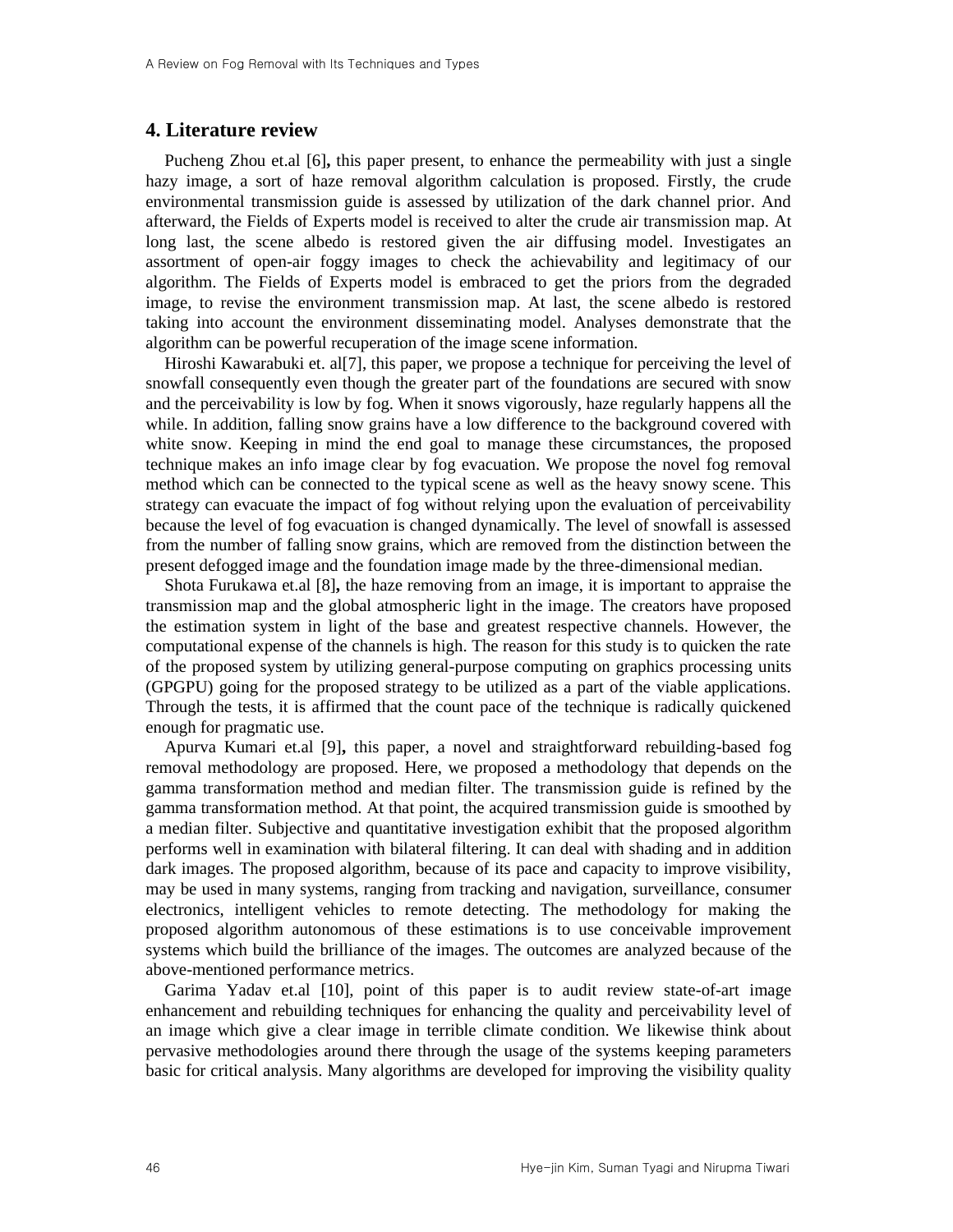## 4. Literature review

Pucheng Zhou et.al [6]**,** this paper present, to enhance the permeability with just a single hazy image, a sort of haze removal algorithm calculation is proposed. Firstly, the crude environmental transmission guide is assessed by utilization of the dark channel prior. And afterward, the Fields of Experts model is received to alter the crude air transmission map. At long last, the scene albedo is restored given the air diffusing model. Investigates an assortment of open-air foggy images to check the achievability and legitimacy of our algorithm. The Fields of Experts model is embraced to get the priors from the degraded image, to revise the environment transmission map. At last, the scene albedo is restored taking into account the environment disseminating model. Analyses demonstrate that the algorithm can be powerful recuperation of the image scene information.

Hiroshi Kawarabuki et. al[7], this paper, we propose a technique for perceiving the level of snowfall consequently even though the greater part of the foundations are secured with snow and the perceivability is low by fog. When it snows vigorously, haze regularly happens all the while. In addition, falling snow grains have a low difference to the background covered with white snow. Keeping in mind the end goal to manage these circumstances, the proposed technique makes an info image clear by fog evacuation. We propose the novel fog removal method which can be connected to the typical scene as well as the heavy snowy scene. This strategy can evacuate the impact of fog without relying upon the evaluation of perceivability because the level of fog evacuation is changed dynamically. The level of snowfall is assessed from the number of falling snow grains, which are removed from the distinction between the present defogged image and the foundation image made by the three-dimensional median.

Shota Furukawa et.al [8]**,** the haze removing from an image, it is important to appraise the transmission map and the global atmospheric light in the image. The creators have proposed the estimation system in light of the base and greatest respective channels. However, the computational expense of the channels is high. The reason for this study is to quicken the rate of the proposed system by utilizing general-purpose computing on graphics processing units (GPGPU) going for the proposed strategy to be utilized as a part of the viable applications. Through the tests, it is affirmed that the count pace of the technique is radically quickened enough for pragmatic use.

Apurva Kumari et.al [9]**,** this paper, a novel and straightforward rebuilding-based fog removal methodology are proposed. Here, we proposed a methodology that depends on the gamma transformation method and median filter. The transmission guide is refined by the gamma transformation method. At that point, the acquired transmission guide is smoothed by a median filter. Subjective and quantitative investigation exhibit that the proposed algorithm performs well in examination with bilateral filtering. It can deal with shading and in addition dark images. The proposed algorithm, because of its pace and capacity to improve visibility, may be used in many systems, ranging from tracking and navigation, surveillance, consumer electronics, intelligent vehicles to remote detecting. The methodology for making the proposed algorithm autonomous of these estimations is to use conceivable improvement systems which build the brilliance of the images. The outcomes are analyzed because of the above-mentioned performance metrics.

Garima Yadav et.al [10], point of this paper is to audit review state-of-art image enhancement and rebuilding techniques for enhancing the quality and perceivability level of an image which give a clear image in terrible climate condition. We likewise think about pervasive methodologies around there through the usage of the systems keeping parameters basic for critical analysis. Many algorithms are developed for improving the visibility quality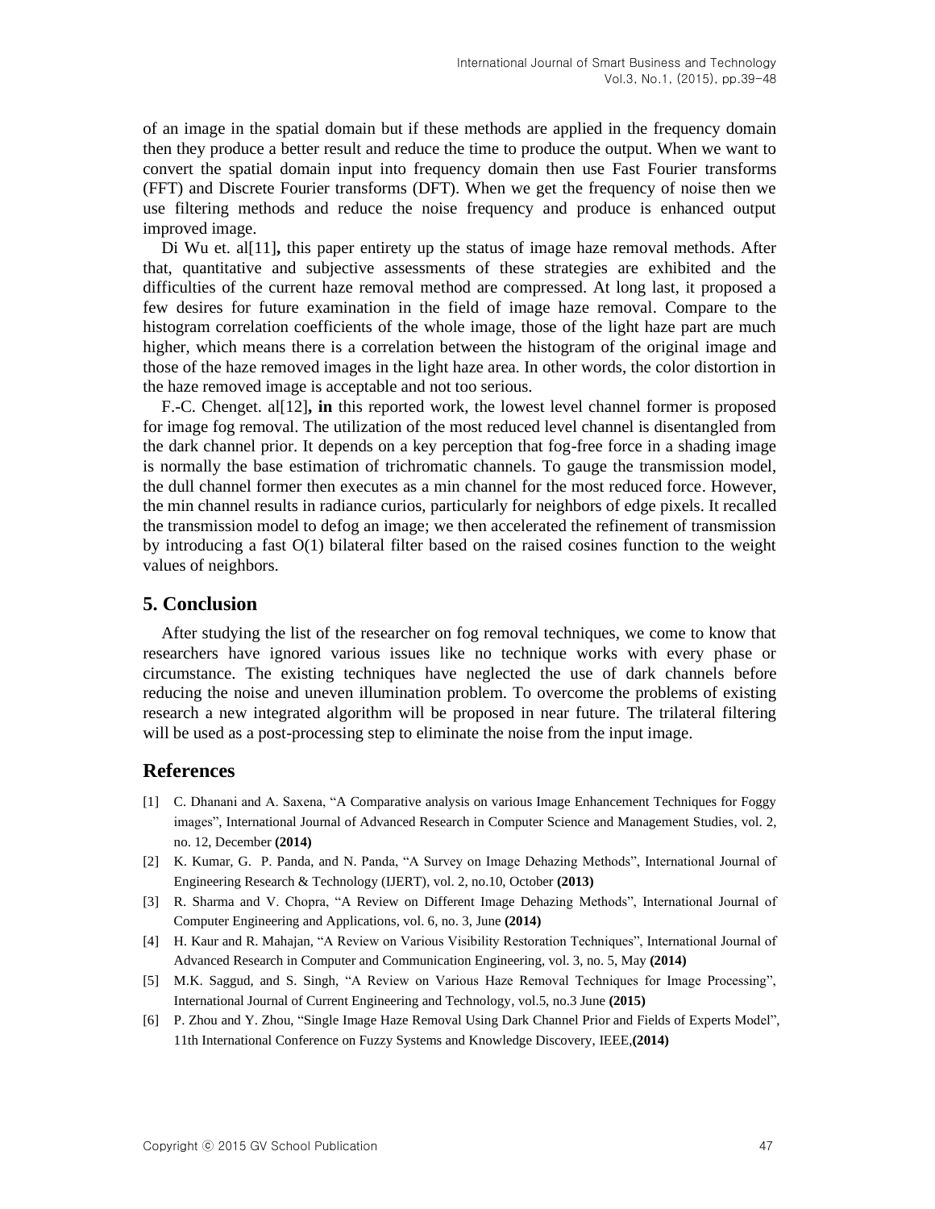of an image in the spatial domain but if these methods are applied in the frequency domain then they produce a better result and reduce the time to produce the output. When we want to convert the spatial domain input into frequency domain then use Fast Fourier transforms (FFT) and Discrete Fourier transforms (DFT). When we get the frequency of noise then we use filtering methods and reduce the noise frequency and produce is enhanced output improved image.

Di Wu et. al[11]**,** this paper entirety up the status of image haze removal methods. After that, quantitative and subjective assessments of these strategies are exhibited and the difficulties of the current haze removal method are compressed. At long last, it proposed a few desires for future examination in the field of image haze removal. Compare to the histogram correlation coefficients of the whole image, those of the light haze part are much higher, which means there is a correlation between the histogram of the original image and those of the haze removed images in the light haze area. In other words, the color distortion in the haze removed image is acceptable and not too serious.

F.-C. Chenget. al[12]**, in** this reported work, the lowest level channel former is proposed for image fog removal. The utilization of the most reduced level channel is disentangled from the dark channel prior. It depends on a key perception that fog-free force in a shading image is normally the base estimation of trichromatic channels. To gauge the transmission model, the dull channel former then executes as a min channel for the most reduced force. However, the min channel results in radiance curios, particularly for neighbors of edge pixels. It recalled the transmission model to defog an image; we then accelerated the refinement of transmission by introducing a fast O(1) bilateral filter based on the raised cosines function to the weight values of neighbors.

## 5. Conclusion

After studying the list of the researcher on fog removal techniques, we come to know that researchers have ignored various issues like no technique works with every phase or circumstance. The existing techniques have neglected the use of dark channels before reducing the noise and uneven illumination problem. To overcome the problems of existing research a new integrated algorithm will be proposed in near future. The trilateral filtering will be used as a post-processing step to eliminate the noise from the input image.

## References

[1] C. Dhanani and A. Saxena, "A Comparative analysis on various Image Enhancement Techniques for Foggy images", International Journal of Advanced Research in Computer Science and Management Studies, vol. 2, no. 12, December **(2014)**

[2] K. Kumar, G. P. Panda, and N. Panda, "A Survey on Image Dehazing Methods", International Journal of Engineering Research & Technology (IJERT), vol. 2, no.10, October **(2013)**

[3] R. Sharma and V. Chopra, "A Review on Different Image Dehazing Methods", International Journal of Computer Engineering and Applications, vol. 6, no. 3, June **(2014)**

[4] H. Kaur and R. Mahajan, "A Review on Various Visibility Restoration Techniques", International Journal of Advanced Research in Computer and Communication Engineering, vol. 3, no. 5, May **(2014)**

[5] M.K. Saggud, and S. Singh, "A Review on Various Haze Removal Techniques for Image Processing", International Journal of Current Engineering and Technology, vol.5, no.3 June **(2015)**

[6] P. Zhou and Y. Zhou, "Single Image Haze Removal Using Dark Channel Prior and Fields of Experts Model", 11th International Conference on Fuzzy Systems and Knowledge Discovery, IEEE,**(2014)**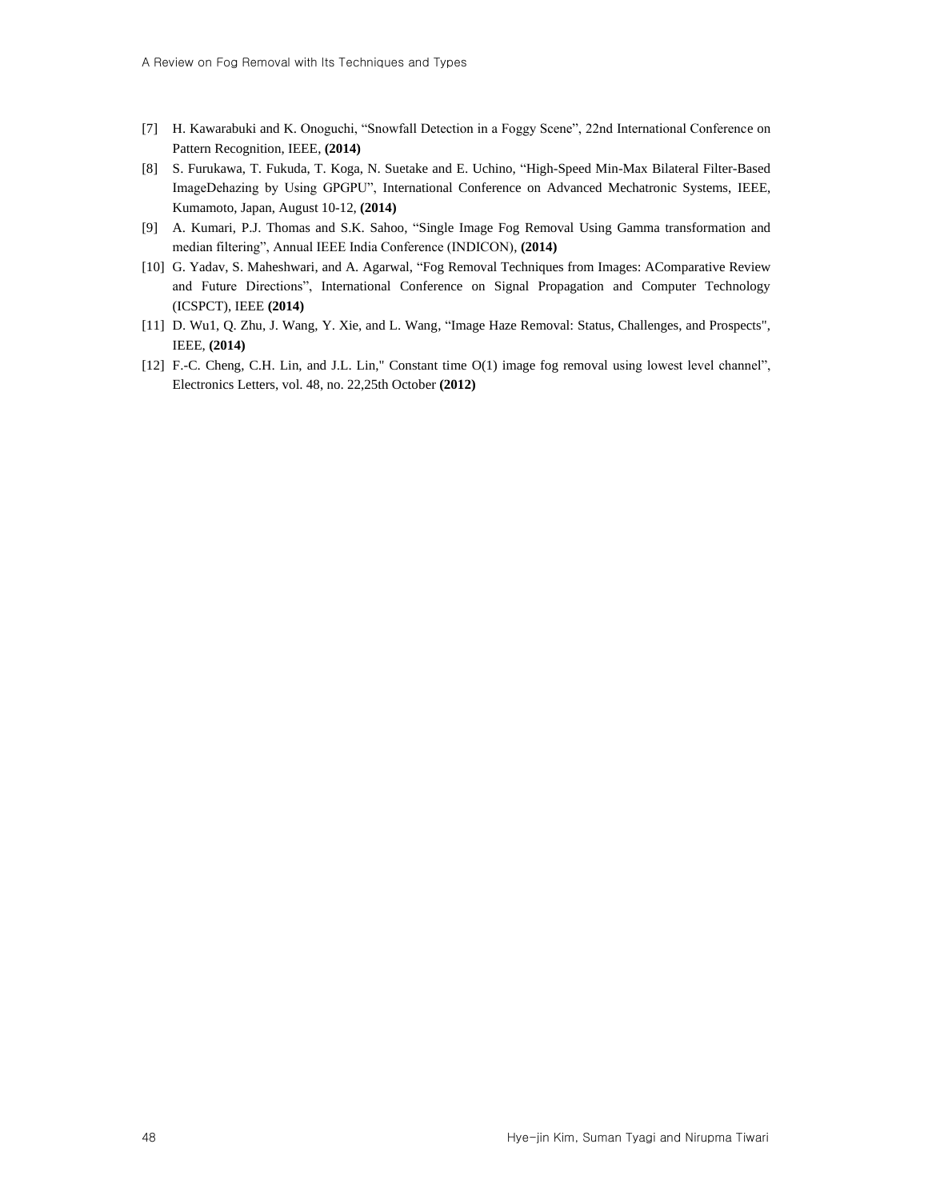[7] H. Kawarabuki and K. Onoguchi, “Snowfall Detection in a Foggy Scene”, 22nd International Conference on Pattern Recognition, IEEE, **(2014)**

[8] S. Furukawa, T. Fukuda, T. Koga, N. Suetake and E. Uchino, “High-Speed Min-Max Bilateral Filter-Based ImageDehazing by Using GPGPU”, International Conference on Advanced Mechatronic Systems, IEEE, Kumamoto, Japan, August 10-12, **(2014)**

[9] A. Kumari, P.J. Thomas and S.K. Sahoo, “Single Image Fog Removal Using Gamma transformation and median filtering”, Annual IEEE India Conference (INDICON), **(2014)**

[10] G. Yadav, S. Maheshwari, and A. Agarwal, “Fog Removal Techniques from Images: AComparative Review and Future Directions”, International Conference on Signal Propagation and Computer Technology (ICSPCT), IEEE **(2014)**

[11] D. Wu1, Q. Zhu, J. Wang, Y. Xie, and L. Wang, “Image Haze Removal: Status, Challenges, and Prospects", IEEE, **(2014)**

[12] F.-C. Cheng, C.H. Lin, and J.L. Lin," Constant time O(1) image fog removal using lowest level channel”, Electronics Letters, vol. 48, no. 22,25th October **(2012)**